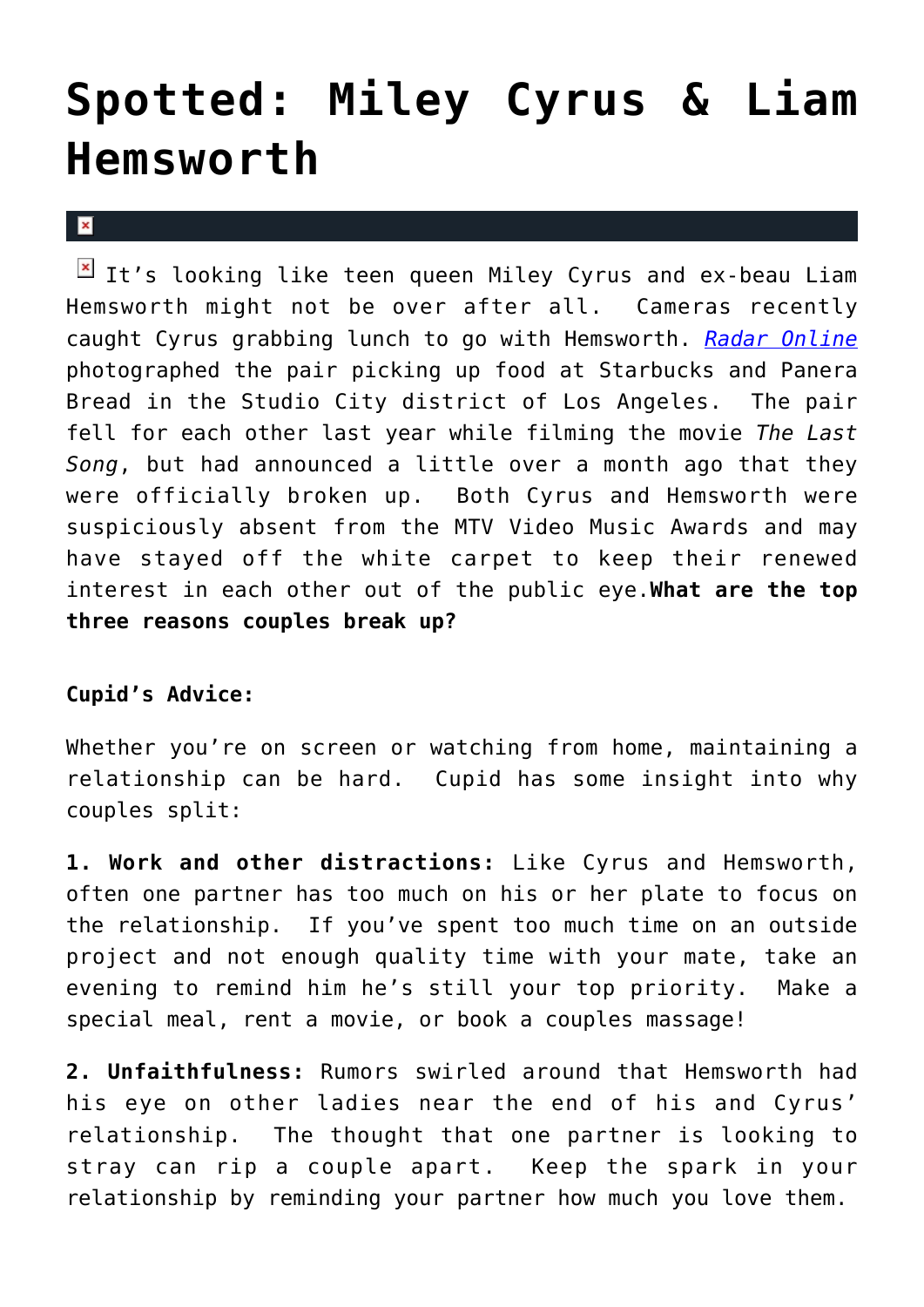# Spotted: Miley Cyrus & Liam Hemsworth

It's looking like teen queen Miley Cyrus and ex-beau Liam Hemsworth might not be over after all. Cameras recently caught Cyrus grabbing lunch to go with Hemsworth. *Radar Online* photographed the pair picking up food at Starbucks and Panera Bread in the Studio City district of Los Angeles. The pair fell for each other last year while filming the movie *The Last Song*, but had announced a little over a month ago that they were officially broken up. Both Cyrus and Hemsworth were suspiciously absent from the MTV Video Music Awards and may have stayed off the white carpet to keep their renewed interest in each other out of the public eye.**What are the top three reasons couples break up?**

**Cupid's Advice:**

Whether you're on screen or watching from home, maintaining a relationship can be hard. Cupid has some insight into why couples split:

**1. Work and other distractions:** Like Cyrus and Hemsworth, often one partner has too much on his or her plate to focus on the relationship. If you've spent too much time on an outside project and not enough quality time with your mate, take an evening to remind him he's still your top priority. Make a special meal, rent a movie, or book a couples massage!

**2. Unfaithfulness:** Rumors swirled around that Hemsworth had his eye on other ladies near the end of his and Cyrus' relationship. The thought that one partner is looking to stray can rip a couple apart. Keep the spark in your relationship by reminding your partner how much you love them.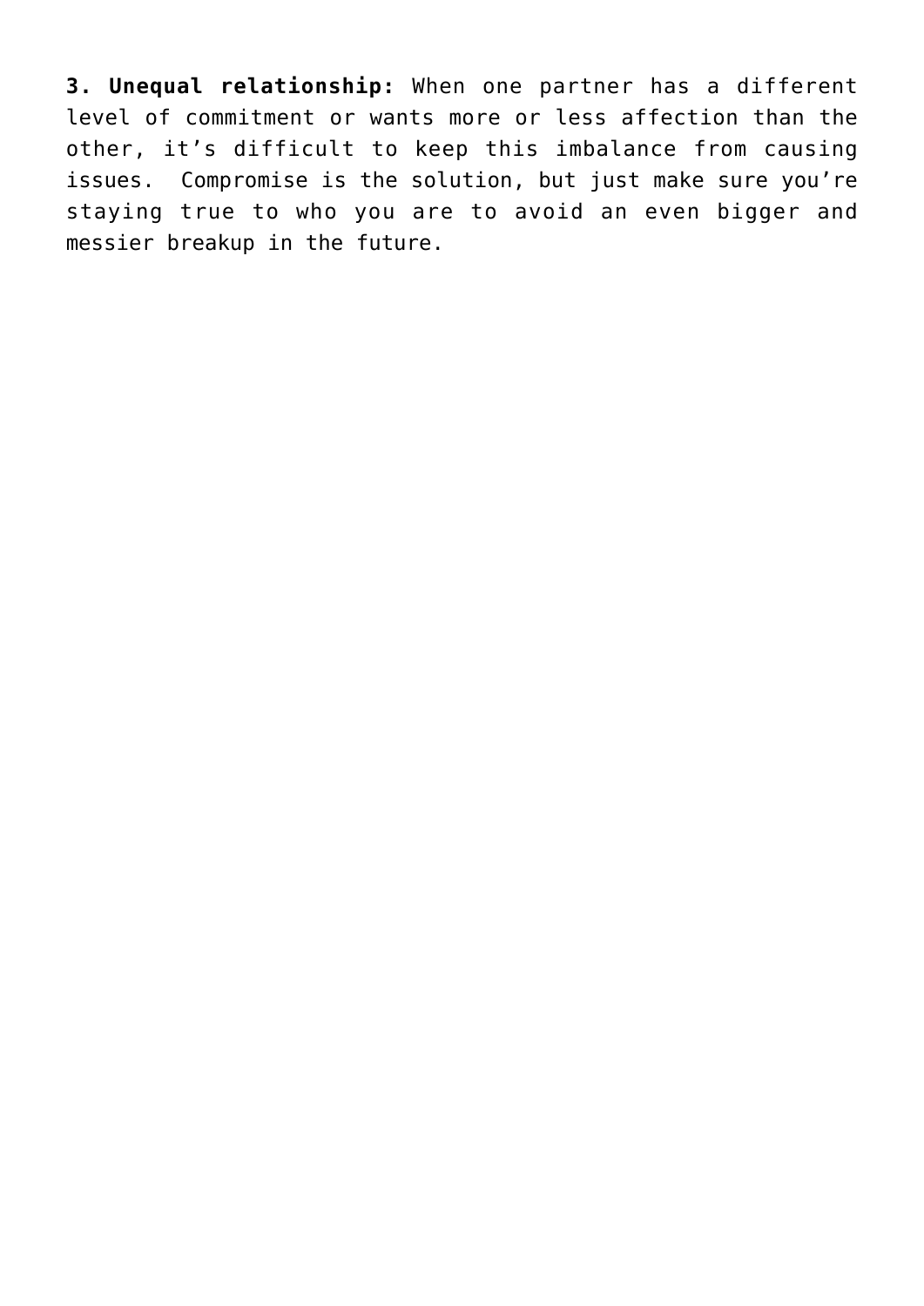**3. Unequal relationship:** When one partner has a different level of commitment or wants more or less affection than the other, it's difficult to keep this imbalance from causing issues.  Compromise is the solution, but just make sure you're staying true to who you are to avoid an even bigger and messier breakup in the future.